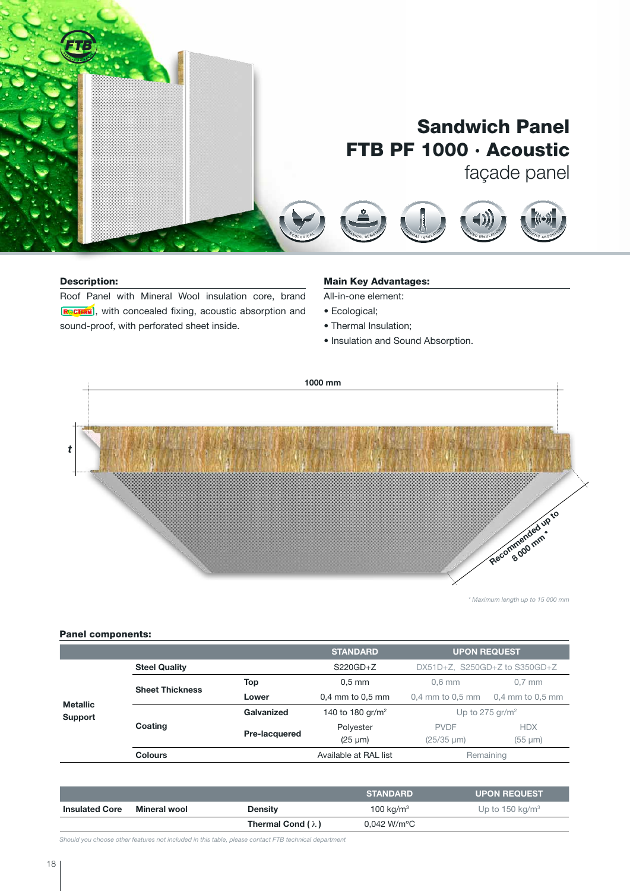# Sandwich Panel
# FTB PF 1000 · Acoustic
## façade panel

### Description:

Roof Panel with Mineral Wool insulation core, brand ROCTERM, with concealed fixing, acoustic absorption and sound-proof, with perforated sheet inside.

### Main Key Advantages:

All-in-one element:

- Ecological;
- Thermal Insulation;
- Insulation and Sound Absorption.

1000 mm

t

Recommended up to 8 000 mm *

*\* Maximum length up to 15 000 mm*

### Panel components:

| | | | STANDARD | UPON REQUEST | |
|---|---|---|---|---|---|
| Metallic Support | Steel Quality | | S220GD+Z | DX51D+Z, S250GD+Z to S350GD+Z | |
| | Sheet Thickness | Top | 0,5 mm | 0,6 mm | 0,7 mm |
| | | Lower | 0,4 mm to 0,5 mm | 0,4 mm to 0,5 mm | 0,4 mm to 0,5 mm |
| | Coating | Galvanized | 140 to 180 gr/m² | Up to 275 gr/m² | |
| | | Pre-lacquered | Polyester (25 µm) | PVDF (25/35 µm) | HDX (55 µm) |
| | Colours | | Available at RAL list | Remaining | |

| | | | STANDARD | UPON REQUEST |
|---|---|---|---|---|
| Insulated Core | Mineral wool | Density | 100 kg/m³ | Up to 150 kg/m³ |
| | | Thermal Cond ( λ ) | 0,042 W/m°C | |

*Should you choose other features not included in this table, please contact FTB technical department*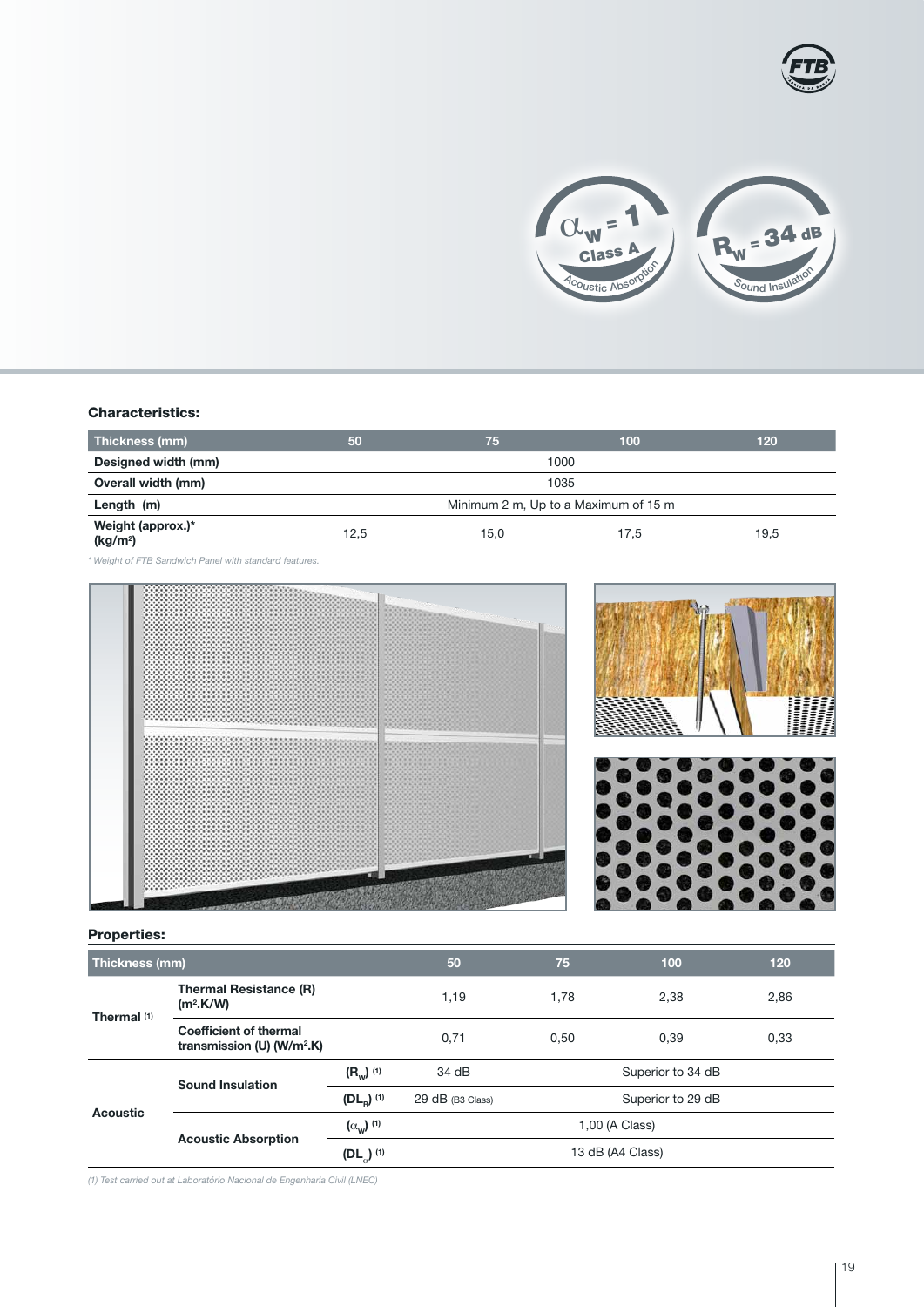## Characteristics:

| Thickness (mm) | 50 | 75 | 100 | 120 |
| --- | --- | --- | --- | --- |
| Designed width (mm) | 1000 | | | |
| Overall width (mm) | 1035 | | | |
| Length (m) | Minimum 2 m, Up to a Maximum of 15 m | | | |
| Weight (approx.)* (kg/m²) | 12,5 | 15,0 | 17,5 | 19,5 |

*\* Weight of FTB Sandwich Panel with standard features.*

## Properties:

| Thickness (mm) | | | 50 | 75 | 100 | 120 |
| --- | --- | --- | --- | --- | --- | --- |
| Thermal [1] | Thermal Resistance (R) (m².K/W) | | 1,19 | 1,78 | 2,38 | 2,86 |
| | Coefficient of thermal transmission (U) (W/m².K) | | 0,71 | 0,50 | 0,39 | 0,33 |
| Acoustic | Sound Insulation | $(R_w)$ [1] | 34 dB | Superior to 34 dB | | |
| | | $(DL_R)$ [1] | 29 dB (B3 Class) | Superior to 29 dB | | |
| | Acoustic Absorption | $(\alpha_w)$ [1] | 1,00 (A Class) | | | |
| | | $(DL_\alpha)$ [1] | 13 dB (A4 Class) | | | |

*(1) Test carried out at Laboratório Nacional de Engenharia Civil (LNEC)*